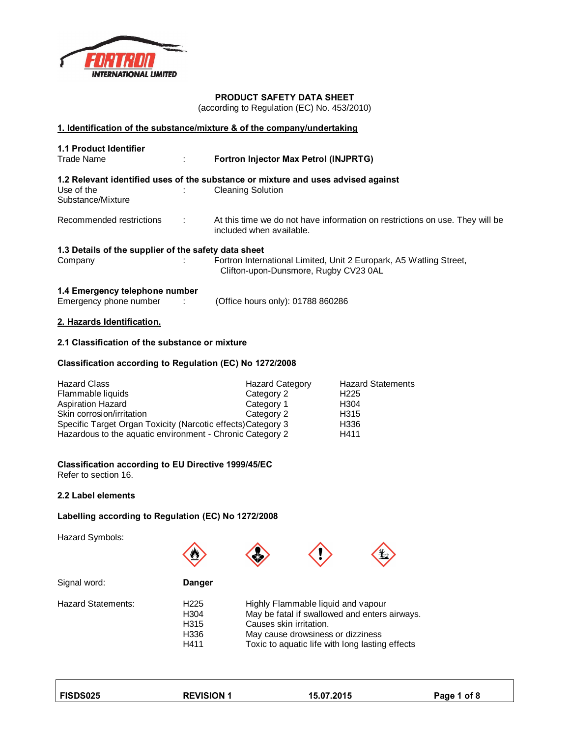# PRODUCT SAFETY DATA SHEET

(according to Regulation (EC) No. 453/2010)

## 1. Identification of the substance/mixture & of the company/undertaking

### 1.1 Product Identifier

Trade Name : **Fortron Injector Max Petrol (INJPRTG)**

### 1.2 Relevant identified uses of the substance or mixture and uses advised against

Use of the Substance/Mixture : Cleaning Solution

Recommended restrictions : At this time we do not have information on restrictions on use. They will be included when available.

### 1.3 Details of the supplier of the safety data sheet

Company : Fortron International Limited, Unit 2 Europark, A5 Watling Street, Clifton-upon-Dunsmore, Rugby CV23 0AL

### 1.4 Emergency telephone number

Emergency phone number : (Office hours only): 01788 860286

## 2. Hazards Identification.

### 2.1 Classification of the substance or mixture

**Classification according to Regulation (EC) No 1272/2008**

| Hazard Class | Hazard Category | Hazard Statements |
|---|---|---|
| Flammable liquids | Category 2 | H225 |
| Aspiration Hazard | Category 1 | H304 |
| Skin corrosion/irritation | Category 2 | H315 |
| Specific Target Organ Toxicity (Narcotic effects) | Category 3 | H336 |
| Hazardous to the aquatic environment - Chronic | Category 2 | H411 |

**Classification according to EU Directive 1999/45/EC**

Refer to section 16.

### 2.2 Label elements

**Labelling according to Regulation (EC) No 1272/2008**

Hazard Symbols:

Signal word: **Danger**

Hazard Statements:

| | |
|---|---|
| H225 | Highly Flammable liquid and vapour |
| H304 | May be fatal if swallowed and enters airways. |
| H315 | Causes skin irritation. |
| H336 | May cause drowsiness or dizziness |
| H411 | Toxic to aquatic life with long lasting effects |

FISDS025 REVISION 1 15.07.2015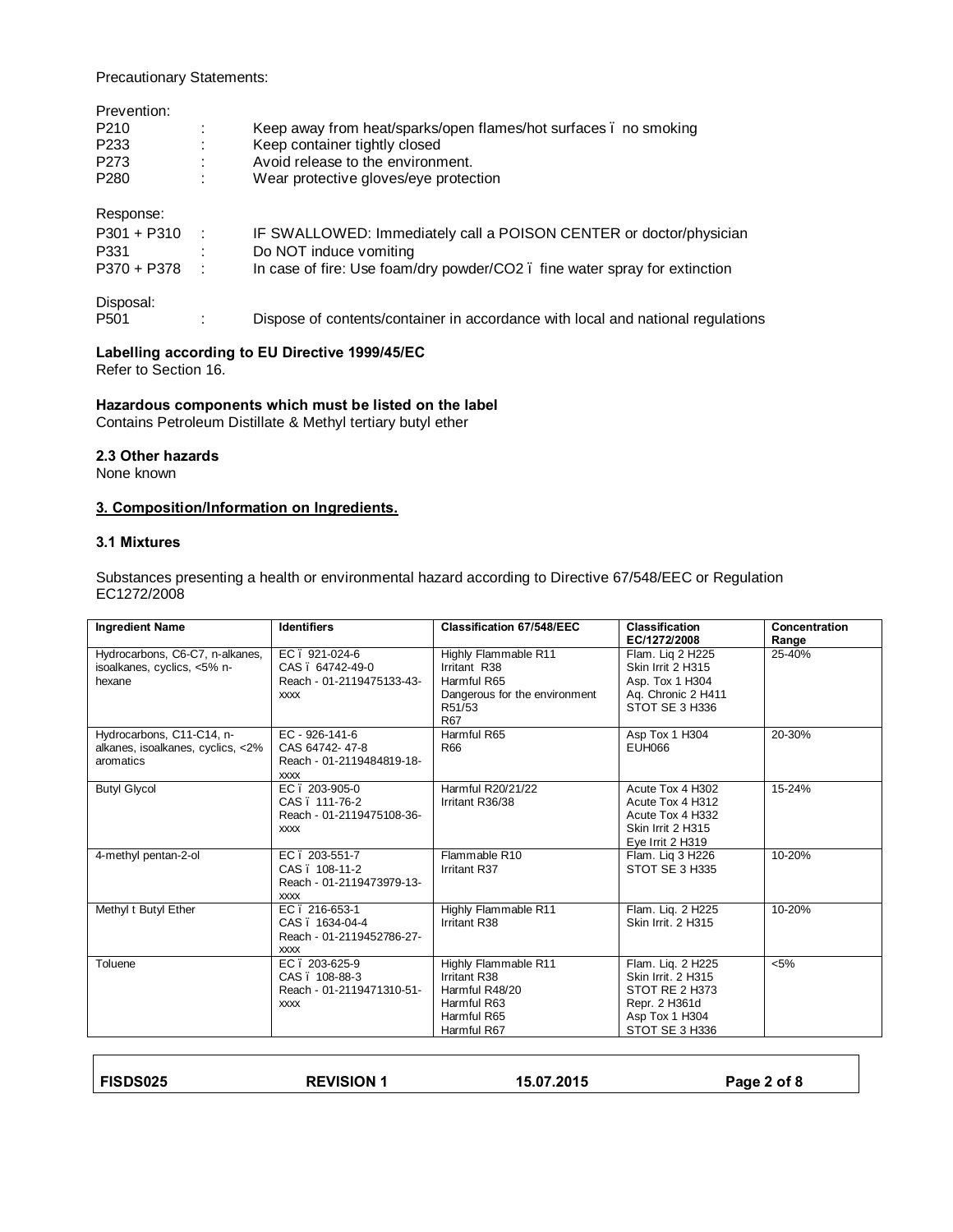Precautionary Statements:

Prevention:

| | | |
|---|---|---|
| P210 | : | Keep away from heat/sparks/open flames/hot surfaces ï no smoking |
| P233 | : | Keep container tightly closed |
| P273 | : | Avoid release to the environment. |
| P280 | : | Wear protective gloves/eye protection |

Response:

| | | |
|---|---|---|
| P301 + P310 | : | IF SWALLOWED: Immediately call a POISON CENTER or doctor/physician |
| P331 | : | Do NOT induce vomiting |
| P370 + P378 | : | In case of fire: Use foam/dry powder/CO2 ï fine water spray for extinction |

Disposal:

| | | |
|---|---|---|
| P501 | : | Dispose of contents/container in accordance with local and national regulations |

**Labelling according to EU Directive 1999/45/EC**
Refer to Section 16.

**Hazardous components which must be listed on the label**
Contains Petroleum Distillate & Methyl tertiary butyl ether

### 2.3 Other hazards

None known

## 3. Composition/Information on Ingredients.

### 3.1 Mixtures

Substances presenting a health or environmental hazard according to Directive 67/548/EEC or Regulation EC1272/2008

| Ingredient Name | Identifiers | Classification 67/548/EEC | Classification EC/1272/2008 | Concentration Range |
|---|---|---|---|---|
| Hydrocarbons, C6-C7, n-alkanes, isoalkanes, cyclics, <5% n-hexane | EC ï 921-024-6<br>CAS ï 64742-49-0<br>Reach - 01-2119475133-43-xxxx | Highly Flammable R11<br>Irritant R38<br>Harmful R65<br>Dangerous for the environment R51/53<br>R67 | Flam. Liq 2 H225<br>Skin Irrit 2 H315<br>Asp. Tox 1 H304<br>Aq. Chronic 2 H411<br>STOT SE 3 H336 | 25-40% |
| Hydrocarbons, C11-C14, n-alkanes, isoalkanes, cyclics, <2% aromatics | EC - 926-141-6<br>CAS 64742- 47-8<br>Reach - 01-2119484819-18-xxxx | Harmful R65<br>R66 | Asp Tox 1 H304<br>EUH066 | 20-30% |
| Butyl Glycol | EC ï 203-905-0<br>CAS ï 111-76-2<br>Reach - 01-2119475108-36-xxxx | Harmful R20/21/22<br>Irritant R36/38 | Acute Tox 4 H302<br>Acute Tox 4 H312<br>Acute Tox 4 H332<br>Skin Irrit 2 H315<br>Eye Irrit 2 H319 | 15-24% |
| 4-methyl pentan-2-ol | EC ï 203-551-7<br>CAS ï 108-11-2<br>Reach - 01-2119473979-13-xxxx | Flammable R10<br>Irritant R37 | Flam. Liq 3 H226<br>STOT SE 3 H335 | 10-20% |
| Methyl t Butyl Ether | EC ï 216-653-1<br>CAS ï 1634-04-4<br>Reach - 01-2119452786-27-xxxx | Highly Flammable R11<br>Irritant R38 | Flam. Liq. 2 H225<br>Skin Irrit. 2 H315 | 10-20% |
| Toluene | EC ï 203-625-9<br>CAS ï 108-88-3<br>Reach - 01-2119471310-51-xxxx | Highly Flammable R11<br>Irritant R38<br>Harmful R48/20<br>Harmful R63<br>Harmful R65<br>Harmful R67 | Flam. Liq. 2 H225<br>Skin Irrit. 2 H315<br>STOT RE 2 H373<br>Repr. 2 H361d<br>Asp Tox 1 H304<br>STOT SE 3 H336 | <5% |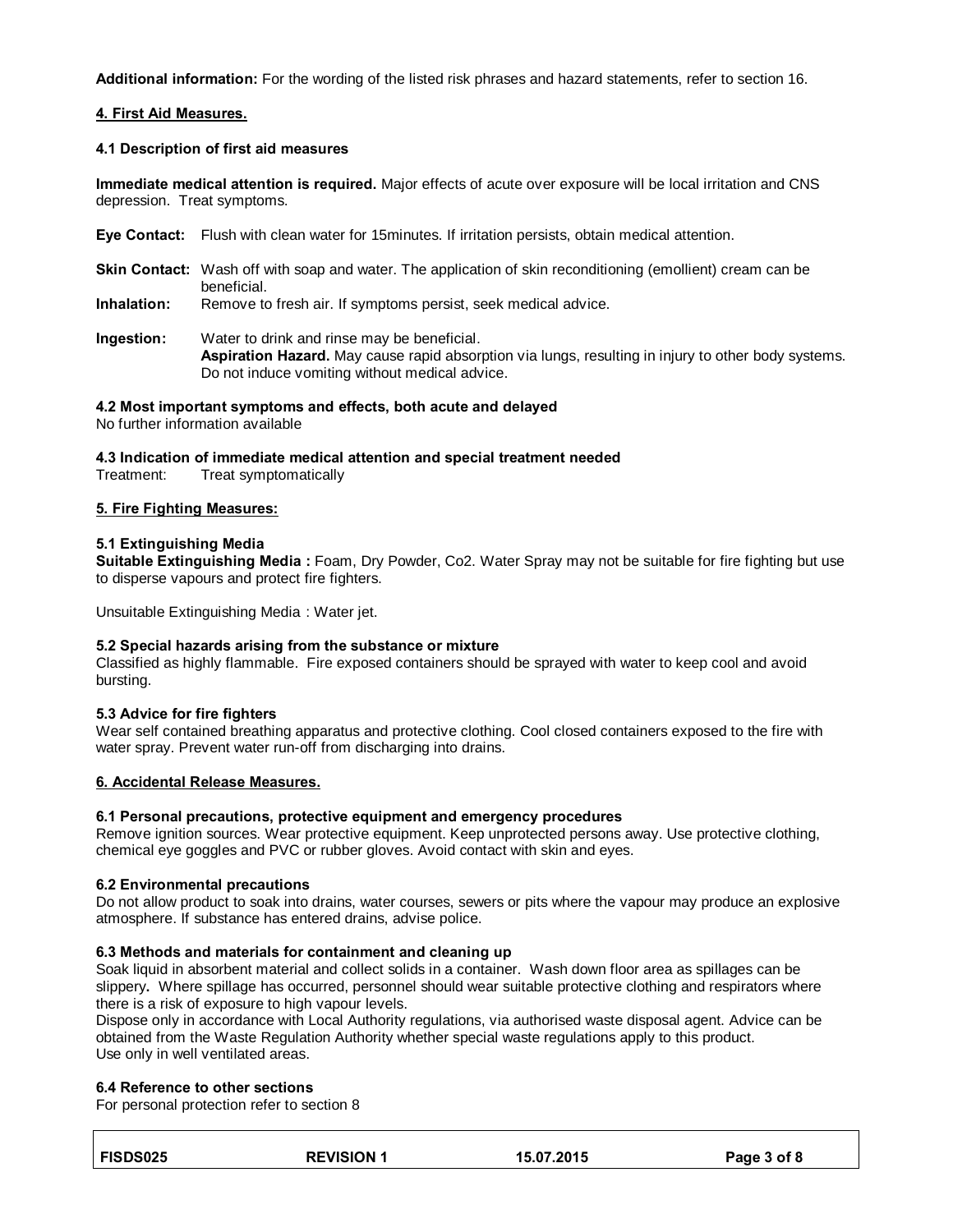**Additional information:** For the wording of the listed risk phrases and hazard statements, refer to section 16.

## 4. First Aid Measures.

### 4.1 Description of first aid measures

**Immediate medical attention is required.** Major effects of acute over exposure will be local irritation and CNS depression. Treat symptoms.

**Eye Contact:** Flush with clean water for 15minutes. If irritation persists, obtain medical attention.

**Skin Contact:** Wash off with soap and water. The application of skin reconditioning (emollient) cream can be beneficial.

**Inhalation:** Remove to fresh air. If symptoms persist, seek medical advice.

**Ingestion:** Water to drink and rinse may be beneficial.
**Aspiration Hazard.** May cause rapid absorption via lungs, resulting in injury to other body systems. Do not induce vomiting without medical advice.

### 4.2 Most important symptoms and effects, both acute and delayed

No further information available

### 4.3 Indication of immediate medical attention and special treatment needed

Treatment: Treat symptomatically

## 5. Fire Fighting Measures:

### 5.1 Extinguishing Media

**Suitable Extinguishing Media :** Foam, Dry Powder, Co2. Water Spray may not be suitable for fire fighting but use to disperse vapours and protect fire fighters.

Unsuitable Extinguishing Media : Water jet.

### 5.2 Special hazards arising from the substance or mixture

Classified as highly flammable. Fire exposed containers should be sprayed with water to keep cool and avoid bursting.

### 5.3 Advice for fire fighters

Wear self contained breathing apparatus and protective clothing. Cool closed containers exposed to the fire with water spray. Prevent water run-off from discharging into drains.

## 6. Accidental Release Measures.

### 6.1 Personal precautions, protective equipment and emergency procedures

Remove ignition sources. Wear protective equipment. Keep unprotected persons away. Use protective clothing, chemical eye goggles and PVC or rubber gloves. Avoid contact with skin and eyes.

### 6.2 Environmental precautions

Do not allow product to soak into drains, water courses, sewers or pits where the vapour may produce an explosive atmosphere. If substance has entered drains, advise police.

### 6.3 Methods and materials for containment and cleaning up

Soak liquid in absorbent material and collect solids in a container. Wash down floor area as spillages can be slippery**.** Where spillage has occurred, personnel should wear suitable protective clothing and respirators where there is a risk of exposure to high vapour levels.
Dispose only in accordance with Local Authority regulations, via authorised waste disposal agent. Advice can be obtained from the Waste Regulation Authority whether special waste regulations apply to this product.
Use only in well ventilated areas.

### 6.4 Reference to other sections

For personal protection refer to section 8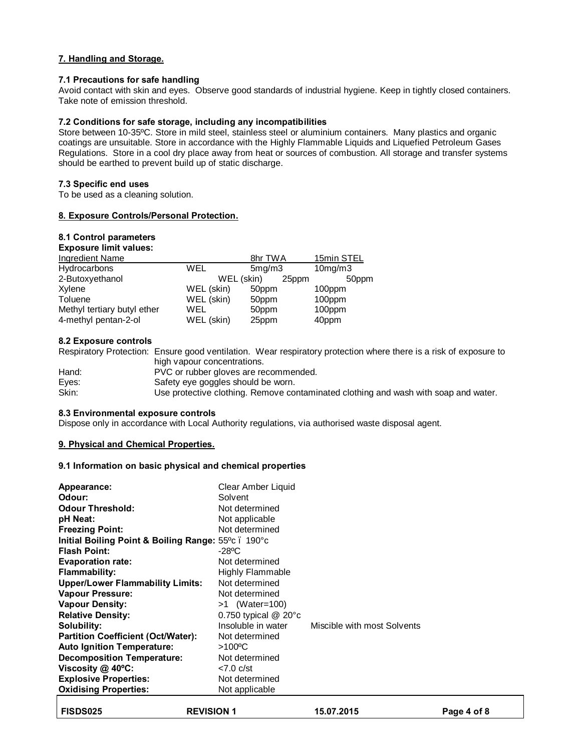## 7. Handling and Storage.

### 7.1 Precautions for safe handling

Avoid contact with skin and eyes. Observe good standards of industrial hygiene. Keep in tightly closed containers. Take note of emission threshold.

### 7.2 Conditions for safe storage, including any incompatibilities

Store between 10-35ºC. Store in mild steel, stainless steel or aluminium containers. Many plastics and organic coatings are unsuitable. Store in accordance with the Highly Flammable Liquids and Liquefied Petroleum Gases Regulations. Store in a cool dry place away from heat or sources of combustion. All storage and transfer systems should be earthed to prevent build up of static discharge.

### 7.3 Specific end uses

To be used as a cleaning solution.

## 8. Exposure Controls/Personal Protection.

### 8.1 Control parameters

**Exposure limit values:**

| Ingredient Name | | 8hr TWA | 15min STEL |
|---|---|---|---|
| Hydrocarbons | WEL | 5mg/m3 | 10mg/m3 |
| 2-Butoxyethanol | WEL (skin) | 25ppm | 50ppm |
| Xylene | WEL (skin) | 50ppm | 100ppm |
| Toluene | WEL (skin) | 50ppm | 100ppm |
| Methyl tertiary butyl ether | WEL | 50ppm | 100ppm |
| 4-methyl pentan-2-ol | WEL (skin) | 25ppm | 40ppm |

### 8.2 Exposure controls

Respiratory Protection: Ensure good ventilation. Wear respiratory protection where there is a risk of exposure to high vapour concentrations.

Hand: PVC or rubber gloves are recommended.

Eyes: Safety eye goggles should be worn.

Skin: Use protective clothing. Remove contaminated clothing and wash with soap and water.

### 8.3 Environmental exposure controls

Dispose only in accordance with Local Authority regulations, via authorised waste disposal agent.

## 9. Physical and Chemical Properties.

### 9.1 Information on basic physical and chemical properties

| | | |
|---|---|---|
| **Appearance:** | Clear Amber Liquid | |
| **Odour:** | Solvent | |
| **Odour Threshold:** | Not determined | |
| **pH Neat:** | Not applicable | |
| **Freezing Point:** | Not determined | |
| **Initial Boiling Point & Boiling Range:** | 55ºc – 190°c | |
| **Flash Point:** | -28ºC | |
| **Evaporation rate:** | Not determined | |
| **Flammability:** | Highly Flammable | |
| **Upper/Lower Flammability Limits:** | Not determined | |
| **Vapour Pressure:** | Not determined | |
| **Vapour Density:** | >1 (Water=100) | |
| **Relative Density:** | 0.750 typical @ 20°c | |
| **Solubility:** | Insoluble in water | Miscible with most Solvents |
| **Partition Coefficient (Oct/Water):** | Not determined | |
| **Auto Ignition Temperature:** | >100ºC | |
| **Decomposition Temperature:** | Not determined | |
| **Viscosity @ 40ºC:** | <7.0 c/st | |
| **Explosive Properties:** | Not determined | |
| **Oxidising Properties:** | Not applicable | |

FISDS025 REVISION 1 15.07.2015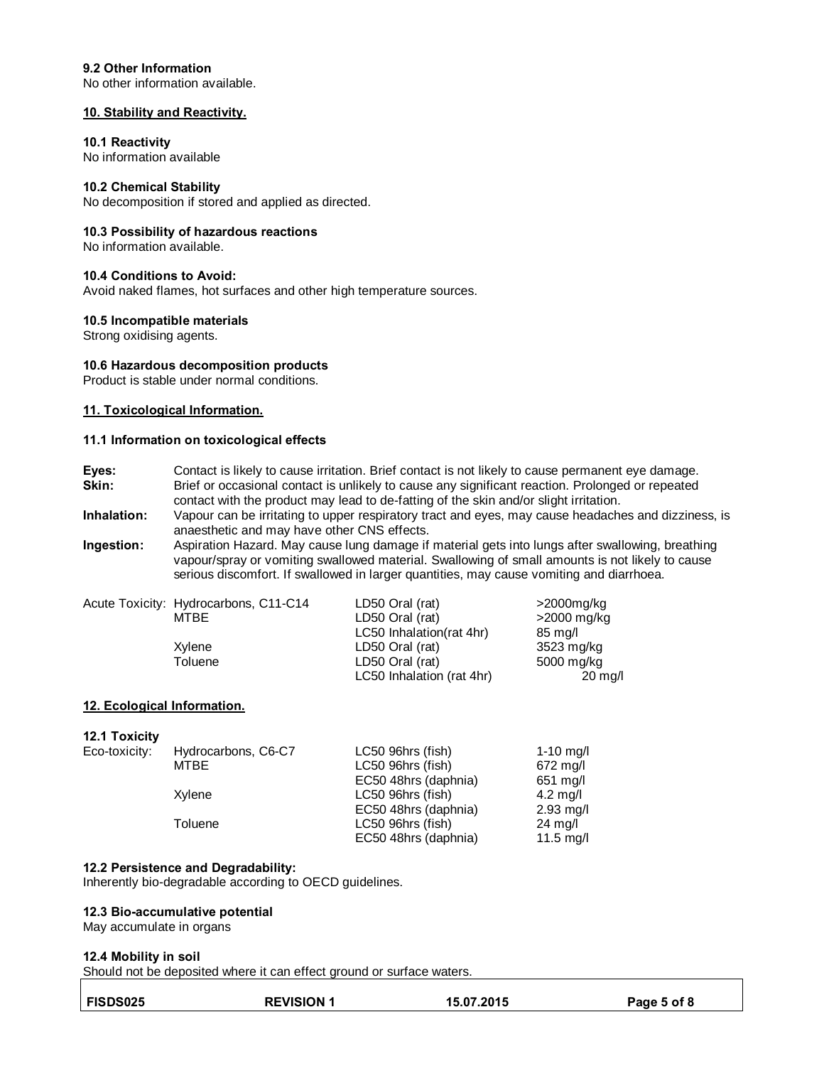### 9.2 Other Information

No other information available.

## 10. Stability and Reactivity.

### 10.1 Reactivity

No information available

### 10.2 Chemical Stability

No decomposition if stored and applied as directed.

### 10.3 Possibility of hazardous reactions

No information available.

### 10.4 Conditions to Avoid:

Avoid naked flames, hot surfaces and other high temperature sources.

### 10.5 Incompatible materials

Strong oxidising agents.

### 10.6 Hazardous decomposition products

Product is stable under normal conditions.

## 11. Toxicological Information.

### 11.1 Information on toxicological effects

**Eyes:** Contact is likely to cause irritation. Brief contact is not likely to cause permanent eye damage.

**Skin:** Brief or occasional contact is unlikely to cause any significant reaction. Prolonged or repeated contact with the product may lead to de-fatting of the skin and/or slight irritation.

**Inhalation:** Vapour can be irritating to upper respiratory tract and eyes, may cause headaches and dizziness, is anaesthetic and may have other CNS effects.

**Ingestion:** Aspiration Hazard. May cause lung damage if material gets into lungs after swallowing, breathing vapour/spray or vomiting swallowed material. Swallowing of small amounts is not likely to cause serious discomfort. If swallowed in larger quantities, may cause vomiting and diarrhoea.

| Acute Toxicity: | Substance | Test | Value |
|---|---|---|---|
| | Hydrocarbons, C11-C14 | LD50 Oral (rat) | >2000mg/kg |
| | MTBE | LD50 Oral (rat) | >2000 mg/kg |
| | | LC50 Inhalation(rat 4hr) | 85 mg/l |
| | Xylene | LD50 Oral (rat) | 3523 mg/kg |
| | Toluene | LD50 Oral (rat) | 5000 mg/kg |
| | | LC50 Inhalation (rat 4hr) | 20 mg/l |

## 12. Ecological Information.

### 12.1 Toxicity

| Eco-toxicity: | Substance | Test | Value |
|---|---|---|---|
| | Hydrocarbons, C6-C7 | LC50 96hrs (fish) | 1-10 mg/l |
| | MTBE | LC50 96hrs (fish) | 672 mg/l |
| | | EC50 48hrs (daphnia) | 651 mg/l |
| | Xylene | LC50 96hrs (fish) | 4.2 mg/l |
| | | EC50 48hrs (daphnia) | 2.93 mg/l |
| | Toluene | LC50 96hrs (fish) | 24 mg/l |
| | | EC50 48hrs (daphnia) | 11.5 mg/l |

### 12.2 Persistence and Degradability:

Inherently bio-degradable according to OECD guidelines.

### 12.3 Bio-accumulative potential

May accumulate in organs

### 12.4 Mobility in soil

Should not be deposited where it can effect ground or surface waters.

| FISDS025 | REVISION 1 | 15.07.2015 |
|---|---|---|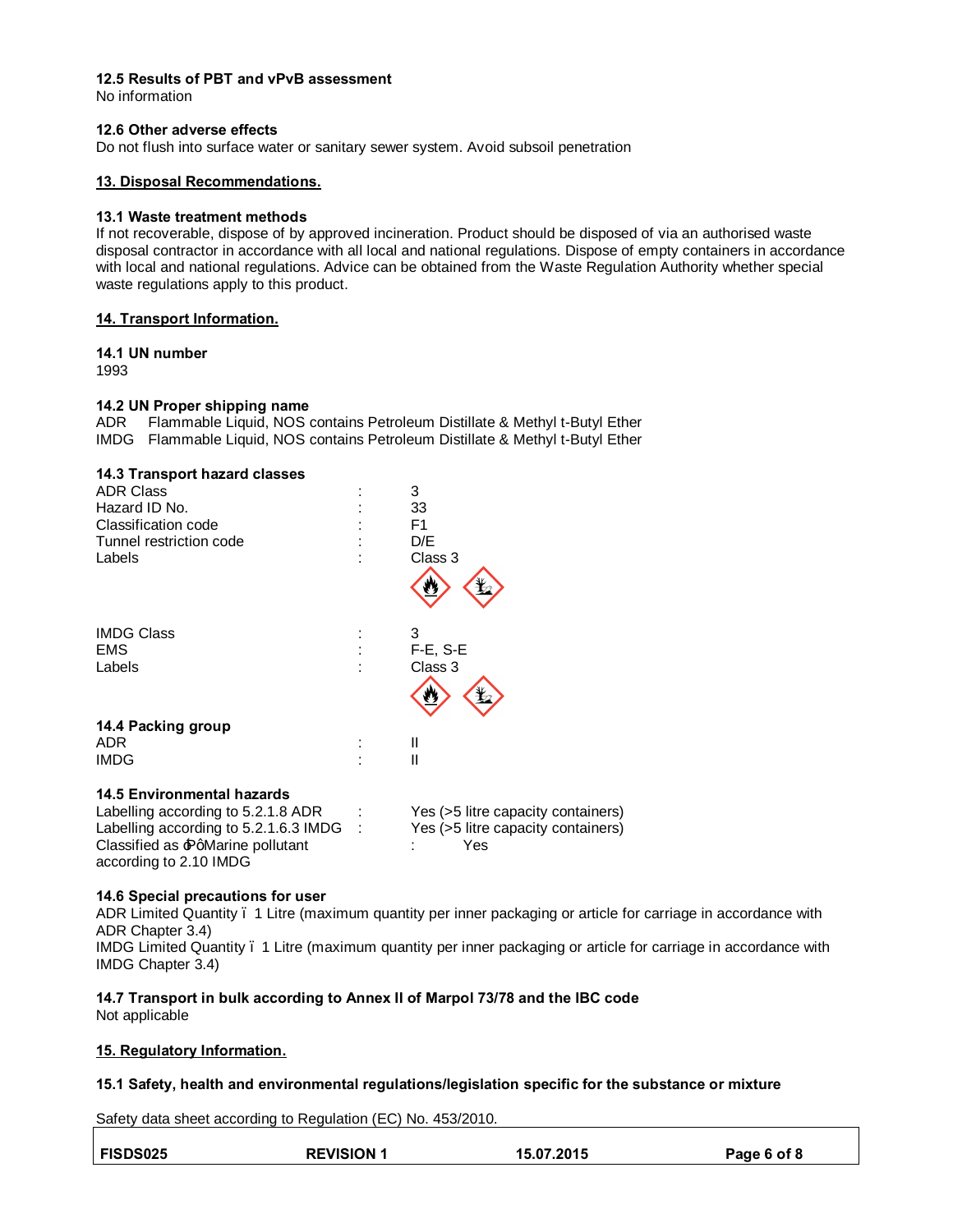### 12.5 Results of PBT and vPvB assessment

No information

### 12.6 Other adverse effects

Do not flush into surface water or sanitary sewer system. Avoid subsoil penetration

## 13. Disposal Recommendations.

### 13.1 Waste treatment methods

If not recoverable, dispose of by approved incineration. Product should be disposed of via an authorised waste disposal contractor in accordance with all local and national regulations. Dispose of empty containers in accordance with local and national regulations. Advice can be obtained from the Waste Regulation Authority whether special waste regulations apply to this product.

## 14. Transport Information.

### 14.1 UN number

1993

### 14.2 UN Proper shipping name

ADR   Flammable Liquid, NOS contains Petroleum Distillate & Methyl t-Butyl Ether
IMDG   Flammable Liquid, NOS contains Petroleum Distillate & Methyl t-Butyl Ether

### 14.3 Transport hazard classes

| | | |
|---|---|---|
| ADR Class | : | 3 |
| Hazard ID No. | : | 33 |
| Classification code | : | F1 |
| Tunnel restriction code | : | D/E |
| Labels | : | Class 3 |
| IMDG Class | : | 3 |
| EMS | : | F-E, S-E |
| Labels | : | Class 3 |

### 14.4 Packing group

| | | |
|---|---|---|
| ADR | : | II |
| IMDG | : | II |

### 14.5 Environmental hazards

| | | |
|---|---|---|
| Labelling according to 5.2.1.8 ADR | : | Yes (>5 litre capacity containers) |
| Labelling according to 5.2.1.6.3 IMDG | : | Yes (>5 litre capacity containers) |
| Classified as ‘Marine pollutant according to 2.10 IMDG | : | Yes |

### 14.6 Special precautions for user

ADR Limited Quantity – 1 Litre (maximum quantity per inner packaging or article for carriage in accordance with ADR Chapter 3.4)
IMDG Limited Quantity – 1 Litre (maximum quantity per inner packaging or article for carriage in accordance with IMDG Chapter 3.4)

### 14.7 Transport in bulk according to Annex II of Marpol 73/78 and the IBC code

Not applicable

## 15. Regulatory Information.

### 15.1 Safety, health and environmental regulations/legislation specific for the substance or mixture

Safety data sheet according to Regulation (EC) No. 453/2010.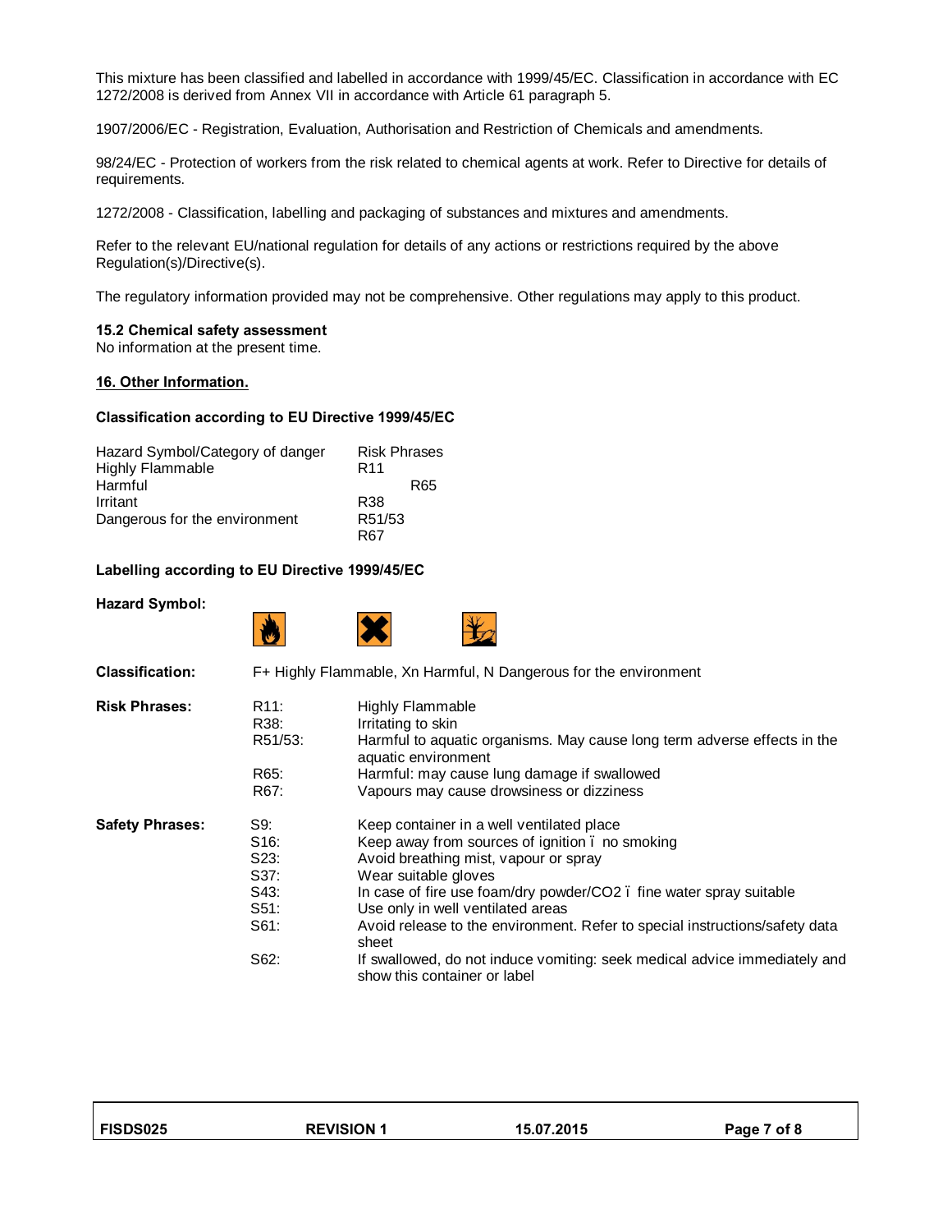This mixture has been classified and labelled in accordance with 1999/45/EC. Classification in accordance with EC 1272/2008 is derived from Annex VII in accordance with Article 61 paragraph 5.

1907/2006/EC - Registration, Evaluation, Authorisation and Restriction of Chemicals and amendments.

98/24/EC - Protection of workers from the risk related to chemical agents at work. Refer to Directive for details of requirements.

1272/2008 - Classification, labelling and packaging of substances and mixtures and amendments.

Refer to the relevant EU/national regulation for details of any actions or restrictions required by the above Regulation(s)/Directive(s).

The regulatory information provided may not be comprehensive. Other regulations may apply to this product.

**15.2 Chemical safety assessment**
No information at the present time.

## 16. Other Information.

**Classification according to EU Directive 1999/45/EC**

| Hazard Symbol/Category of danger | Risk Phrases |
|---|---|
| Highly Flammable | R11 |
| Harmful | R65 |
| Irritant | R38 |
| Dangerous for the environment | R51/53 |
| | R67 |

**Labelling according to EU Directive 1999/45/EC**

**Hazard Symbol:**

**Classification:** F+ Highly Flammable, Xn Harmful, N Dangerous for the environment

**Risk Phrases:**

| | |
|---|---|
| R11: | Highly Flammable |
| R38: | Irritating to skin |
| R51/53: | Harmful to aquatic organisms. May cause long term adverse effects in the aquatic environment |
| R65: | Harmful: may cause lung damage if swallowed |
| R67: | Vapours may cause drowsiness or dizziness |

**Safety Phrases:**

| | |
|---|---|
| S9: | Keep container in a well ventilated place |
| S16: | Keep away from sources of ignition ï no smoking |
| S23: | Avoid breathing mist, vapour or spray |
| S37: | Wear suitable gloves |
| S43: | In case of fire use foam/dry powder/CO2 ï fine water spray suitable |
| S51: | Use only in well ventilated areas |
| S61: | Avoid release to the environment. Refer to special instructions/safety data sheet |
| S62: | If swallowed, do not induce vomiting: seek medical advice immediately and show this container or label |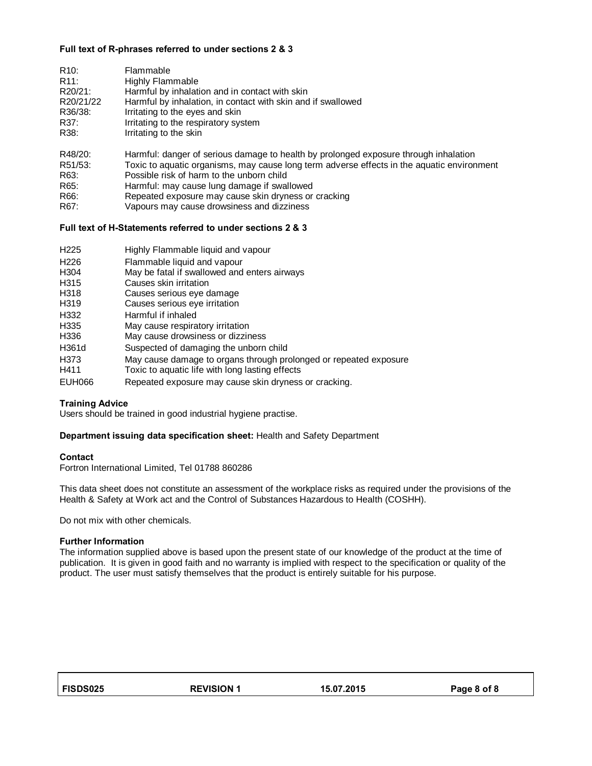**Full text of R-phrases referred to under sections 2 & 3**

| | |
|---|---|
| R10: | Flammable |
| R11: | Highly Flammable |
| R20/21: | Harmful by inhalation and in contact with skin |
| R20/21/22 | Harmful by inhalation, in contact with skin and if swallowed |
| R36/38: | Irritating to the eyes and skin |
| R37: | Irritating to the respiratory system |
| R38: | Irritating to the skin |
| R48/20: | Harmful: danger of serious damage to health by prolonged exposure through inhalation |
| R51/53: | Toxic to aquatic organisms, may cause long term adverse effects in the aquatic environment |
| R63: | Possible risk of harm to the unborn child |
| R65: | Harmful: may cause lung damage if swallowed |
| R66: | Repeated exposure may cause skin dryness or cracking |
| R67: | Vapours may cause drowsiness and dizziness |

**Full text of H-Statements referred to under sections 2 & 3**

| | |
|---|---|
| H225 | Highly Flammable liquid and vapour |
| H226 | Flammable liquid and vapour |
| H304 | May be fatal if swallowed and enters airways |
| H315 | Causes skin irritation |
| H318 | Causes serious eye damage |
| H319 | Causes serious eye irritation |
| H332 | Harmful if inhaled |
| H335 | May cause respiratory irritation |
| H336 | May cause drowsiness or dizziness |
| H361d | Suspected of damaging the unborn child |
| H373 | May cause damage to organs through prolonged or repeated exposure |
| H411 | Toxic to aquatic life with long lasting effects |
| EUH066 | Repeated exposure may cause skin dryness or cracking. |

**Training Advice**
Users should be trained in good industrial hygiene practise.

**Department issuing data specification sheet:** Health and Safety Department

**Contact**
Fortron International Limited, Tel 01788 860286

This data sheet does not constitute an assessment of the workplace risks as required under the provisions of the Health & Safety at Work act and the Control of Substances Hazardous to Health (COSHH).

Do not mix with other chemicals.

**Further Information**
The information supplied above is based upon the present state of our knowledge of the product at the time of publication. It is given in good faith and no warranty is implied with respect to the specification or quality of the product. The user must satisfy themselves that the product is entirely suitable for his purpose.

| FISDS025 | REVISION 1 | 15.07.2015 |
|---|---|---|